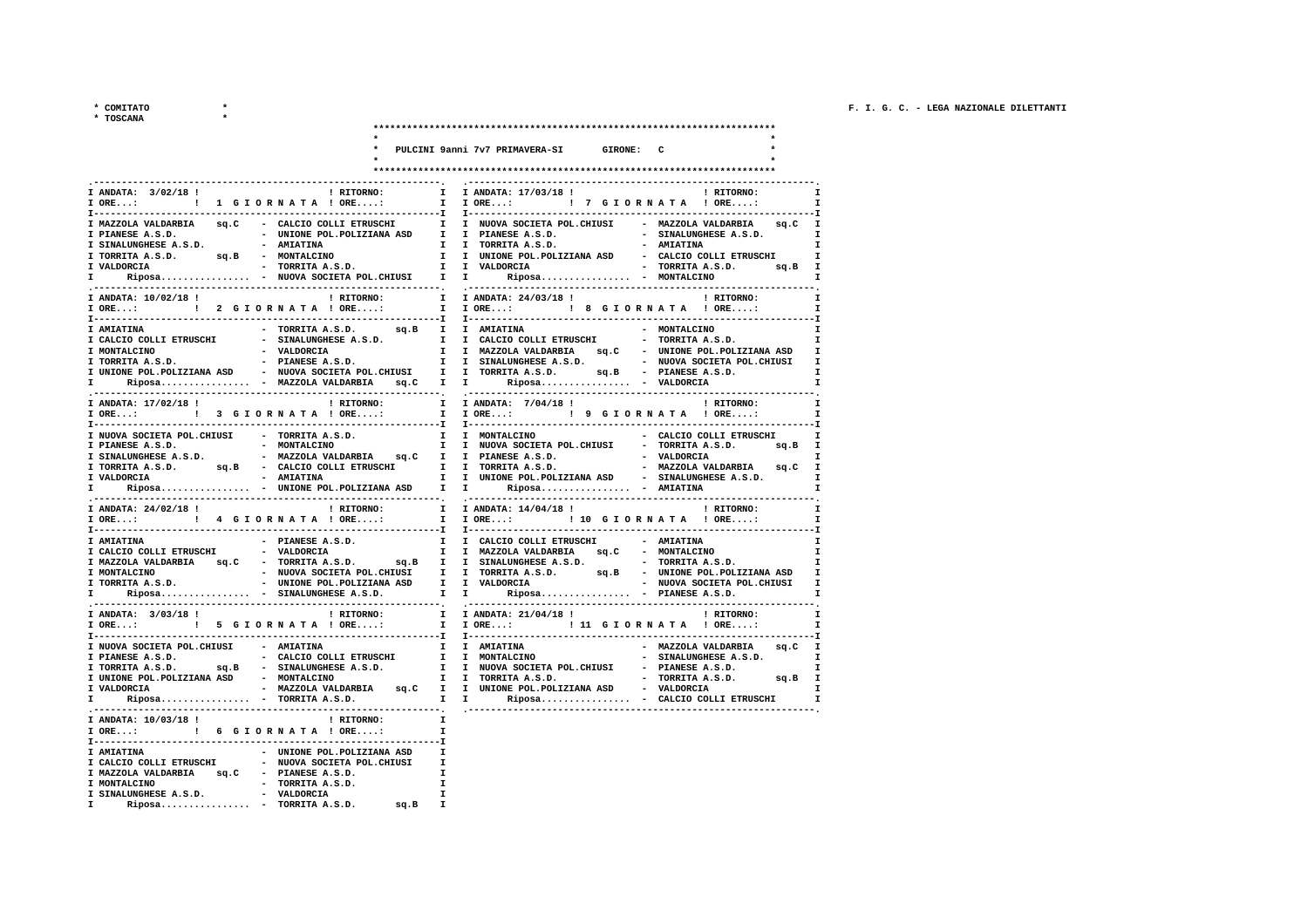\* COMITATO \*
\* TOSCANA \*

F. I. G. C. - LEGA NAZIONALE DILETTANTI

# PULCINI 9anni 7v7 PRIMAVERA-SI GIRONE: C

## 1 GIORNATA — ANDATA: 3/02/18 ! RITORNO: ! ORE...: ! ORE....:

| | |
|---|---|
| MAZZOLA VALDARBIA sq.C | CALCIO COLLI ETRUSCHI |
| PIANESE A.S.D. | UNIONE POL.POLIZIANA ASD |
| SINALUNGHESE A.S.D. | AMIATINA |
| TORRITA A.S.D. sq.B | MONTALCINO |
| VALDORCIA | TORRITA A.S.D. |
| Riposa................ | NUOVA SOCIETA POL.CHIUSI |

## 2 GIORNATA — ANDATA: 10/02/18 ! RITORNO: ! ORE...: ! ORE....:

| | |
|---|---|
| AMIATINA | TORRITA A.S.D. sq.B |
| CALCIO COLLI ETRUSCHI | SINALUNGHESE A.S.D. |
| MONTALCINO | VALDORCIA |
| TORRITA A.S.D. | PIANESE A.S.D. |
| UNIONE POL.POLIZIANA ASD | NUOVA SOCIETA POL.CHIUSI |
| Riposa................ | MAZZOLA VALDARBIA sq.C |

## 3 GIORNATA — ANDATA: 17/02/18 ! RITORNO: ! ORE...: ! ORE....:

| | |
|---|---|
| NUOVA SOCIETA POL.CHIUSI | TORRITA A.S.D. |
| PIANESE A.S.D. | MONTALCINO |
| SINALUNGHESE A.S.D. | MAZZOLA VALDARBIA sq.C |
| TORRITA A.S.D. sq.B | CALCIO COLLI ETRUSCHI |
| VALDORCIA | AMIATINA |
| Riposa................ | UNIONE POL.POLIZIANA ASD |

## 4 GIORNATA — ANDATA: 24/02/18 ! RITORNO: ! ORE...: ! ORE....:

| | |
|---|---|
| AMIATINA | PIANESE A.S.D. |
| CALCIO COLLI ETRUSCHI | VALDORCIA |
| MAZZOLA VALDARBIA sq.C | TORRITA A.S.D. sq.B |
| MONTALCINO | NUOVA SOCIETA POL.CHIUSI |
| TORRITA A.S.D. | UNIONE POL.POLIZIANA ASD |
| Riposa................ | SINALUNGHESE A.S.D. |

## 5 GIORNATA — ANDATA: 3/03/18 ! RITORNO: ! ORE...: ! ORE....:

| | |
|---|---|
| NUOVA SOCIETA POL.CHIUSI | AMIATINA |
| PIANESE A.S.D. | CALCIO COLLI ETRUSCHI |
| TORRITA A.S.D. sq.B | SINALUNGHESE A.S.D. |
| UNIONE POL.POLIZIANA ASD | MONTALCINO |
| VALDORCIA | MAZZOLA VALDARBIA sq.C |
| Riposa................ | TORRITA A.S.D. |

## 6 GIORNATA — ANDATA: 10/03/18 ! RITORNO: ! ORE...: ! ORE....:

| | |
|---|---|
| AMIATINA | UNIONE POL.POLIZIANA ASD |
| CALCIO COLLI ETRUSCHI | NUOVA SOCIETA POL.CHIUSI |
| MAZZOLA VALDARBIA sq.C | PIANESE A.S.D. |
| MONTALCINO | TORRITA A.S.D. |
| SINALUNGHESE A.S.D. | VALDORCIA |
| Riposa................ | TORRITA A.S.D. sq.B |

## 7 GIORNATA — ANDATA: 17/03/18 ! RITORNO: ! ORE...: ! ORE....:

| | |
|---|---|
| NUOVA SOCIETA POL.CHIUSI | MAZZOLA VALDARBIA sq.C |
| PIANESE A.S.D. | SINALUNGHESE A.S.D. |
| TORRITA A.S.D. | AMIATINA |
| UNIONE POL.POLIZIANA ASD | CALCIO COLLI ETRUSCHI |
| VALDORCIA | TORRITA A.S.D. sq.B |
| Riposa................ | MONTALCINO |

## 8 GIORNATA — ANDATA: 24/03/18 ! RITORNO: ! ORE...: ! ORE....:

| | |
|---|---|
| AMIATINA | MONTALCINO |
| CALCIO COLLI ETRUSCHI | TORRITA A.S.D. |
| MAZZOLA VALDARBIA sq.C | UNIONE POL.POLIZIANA ASD |
| SINALUNGHESE A.S.D. | NUOVA SOCIETA POL.CHIUSI |
| TORRITA A.S.D. sq.B | PIANESE A.S.D. |
| Riposa................ | VALDORCIA |

## 9 GIORNATA — ANDATA: 7/04/18 ! RITORNO: ! ORE...: ! ORE....:

| | |
|---|---|
| MONTALCINO | CALCIO COLLI ETRUSCHI |
| NUOVA SOCIETA POL.CHIUSI | TORRITA A.S.D. sq.B |
| PIANESE A.S.D. | VALDORCIA |
| TORRITA A.S.D. | MAZZOLA VALDARBIA sq.C |
| UNIONE POL.POLIZIANA ASD | SINALUNGHESE A.S.D. |
| Riposa................ | AMIATINA |

## 10 GIORNATA — ANDATA: 14/04/18 ! RITORNO: ! ORE...: ! ORE....:

| | |
|---|---|
| CALCIO COLLI ETRUSCHI | AMIATINA |
| MAZZOLA VALDARBIA sq.C | MONTALCINO |
| SINALUNGHESE A.S.D. | TORRITA A.S.D. |
| TORRITA A.S.D. sq.B | UNIONE POL.POLIZIANA ASD |
| VALDORCIA | NUOVA SOCIETA POL.CHIUSI |
| Riposa................ | PIANESE A.S.D. |

## 11 GIORNATA — ANDATA: 21/04/18 ! RITORNO: ! ORE...: ! ORE....:

| | |
|---|---|
| AMIATINA | MAZZOLA VALDARBIA sq.C |
| MONTALCINO | SINALUNGHESE A.S.D. |
| NUOVA SOCIETA POL.CHIUSI | PIANESE A.S.D. |
| TORRITA A.S.D. | TORRITA A.S.D. sq.B |
| UNIONE POL.POLIZIANA ASD | VALDORCIA |
| Riposa................ | CALCIO COLLI ETRUSCHI |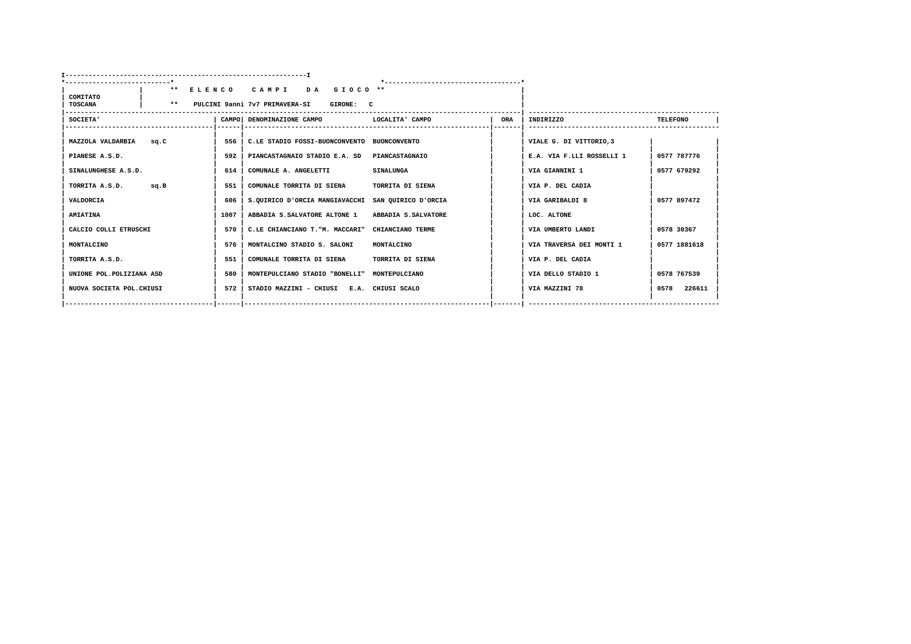COMITATO TOSCANA

** E L E N C O C A M P I D A G I O C O **

** PULCINI 9anni 7v7 PRIMAVERA-SI GIRONE: C

| SOCIETA' | CAMPO | DENOMINAZIONE CAMPO | LOCALITA' CAMPO | ORA | INDIRIZZO | TELEFONO |
|---|---|---|---|---|---|---|
| MAZZOLA VALDARBIA sq.C | 556 | C.LE STADIO FOSSI-BUONCONVENTO | BUONCONVENTO | | VIALE G. DI VITTORIO,3 | |
| PIANESE A.S.D. | 592 | PIANCASTAGNAIO STADIO E.A. SD | PIANCASTAGNAIO | | E.A. VIA F.LLI ROSSELLI 1 | 0577 787776 |
| SINALUNGHESE A.S.D. | 614 | COMUNALE A. ANGELETTI | SINALUNGA | | VIA GIANNINI 1 | 0577 679292 |
| TORRITA A.S.D. sq.B | 551 | COMUNALE TORRITA DI SIENA | TORRITA DI SIENA | | VIA P. DEL CADIA | |
| VALDORCIA | 606 | S.QUIRICO D'ORCIA MANGIAVACCHI | SAN QUIRICO D'ORCIA | | VIA GARIBALDI 8 | 0577 897472 |
| AMIATINA | 1007 | ABBADIA S.SALVATORE ALTONE 1 | ABBADIA S.SALVATORE | | LOC. ALTONE | |
| CALCIO COLLI ETRUSCHI | 570 | C.LE CHIANCIANO T."M. MACCARI" | CHIANCIANO TERME | | VIA UMBERTO LANDI | 0578 30367 |
| MONTALCINO | 576 | MONTALCINO STADIO S. SALONI | MONTALCINO | | VIA TRAVERSA DEI MONTI 1 | 0577 1881618 |
| TORRITA A.S.D. | 551 | COMUNALE TORRITA DI SIENA | TORRITA DI SIENA | | VIA P. DEL CADIA | |
| UNIONE POL.POLIZIANA ASD | 580 | MONTEPULCIANO STADIO "BONELLI" | MONTEPULCIANO | | VIA DELLO STADIO 1 | 0578 767539 |
| NUOVA SOCIETA POL.CHIUSI | 572 | STADIO MAZZINI - CHIUSI E.A. | CHIUSI SCALO | | VIA MAZZINI 78 | 0578 226611 |